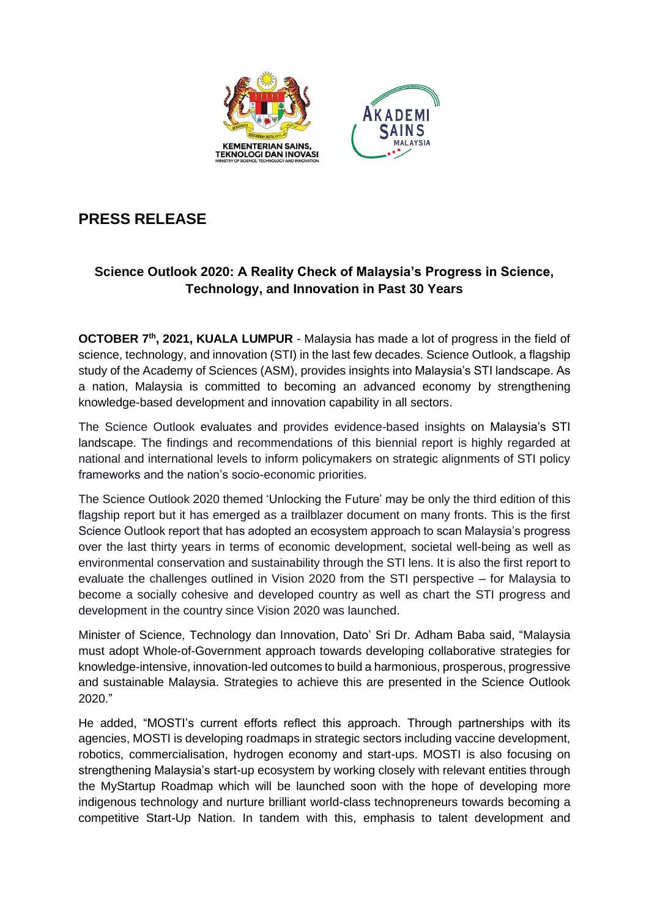KEMENTERIAN SAINS, TEKNOLOGI DAN INOVASI
MINISTRY OF SCIENCE, TECHNOLOGY AND INNOVATION

AKADEMI SAINS MALAYSIA

# PRESS RELEASE

### Science Outlook 2020: A Reality Check of Malaysia's Progress in Science, Technology, and Innovation in Past 30 Years

**OCTOBER 7th, 2021, KUALA LUMPUR** - Malaysia has made a lot of progress in the field of science, technology, and innovation (STI) in the last few decades. Science Outlook, a flagship study of the Academy of Sciences (ASM), provides insights into Malaysia's STI landscape. As a nation, Malaysia is committed to becoming an advanced economy by strengthening knowledge-based development and innovation capability in all sectors.

The Science Outlook evaluates and provides evidence-based insights on Malaysia's STI landscape. The findings and recommendations of this biennial report is highly regarded at national and international levels to inform policymakers on strategic alignments of STI policy frameworks and the nation's socio-economic priorities.

The Science Outlook 2020 themed 'Unlocking the Future' may be only the third edition of this flagship report but it has emerged as a trailblazer document on many fronts. This is the first Science Outlook report that has adopted an ecosystem approach to scan Malaysia's progress over the last thirty years in terms of economic development, societal well-being as well as environmental conservation and sustainability through the STI lens. It is also the first report to evaluate the challenges outlined in Vision 2020 from the STI perspective – for Malaysia to become a socially cohesive and developed country as well as chart the STI progress and development in the country since Vision 2020 was launched.

Minister of Science, Technology dan Innovation, Dato' Sri Dr. Adham Baba said, "Malaysia must adopt Whole-of-Government approach towards developing collaborative strategies for knowledge-intensive, innovation-led outcomes to build a harmonious, prosperous, progressive and sustainable Malaysia. Strategies to achieve this are presented in the Science Outlook 2020."

He added, "MOSTI's current efforts reflect this approach. Through partnerships with its agencies, MOSTI is developing roadmaps in strategic sectors including vaccine development, robotics, commercialisation, hydrogen economy and start-ups. MOSTI is also focusing on strengthening Malaysia's start-up ecosystem by working closely with relevant entities through the MyStartup Roadmap which will be launched soon with the hope of developing more indigenous technology and nurture brilliant world-class technopreneurs towards becoming a competitive Start-Up Nation. In tandem with this, emphasis to talent development and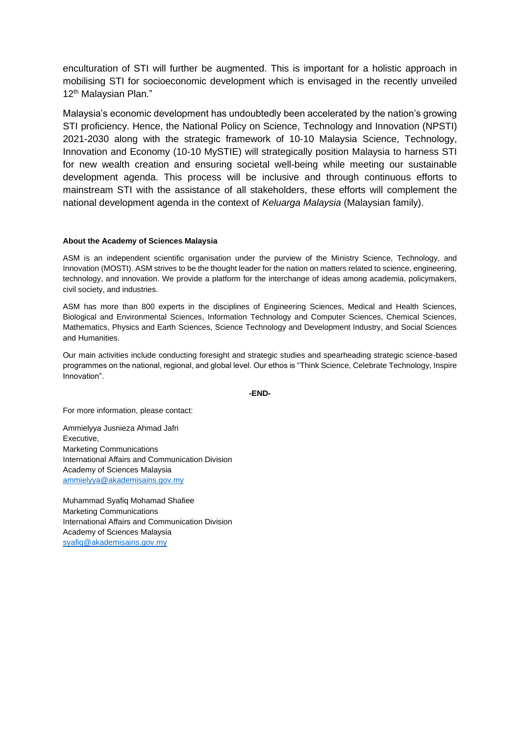enculturation of STI will further be augmented. This is important for a holistic approach in mobilising STI for socioeconomic development which is envisaged in the recently unveiled 12th Malaysian Plan."

Malaysia's economic development has undoubtedly been accelerated by the nation's growing STI proficiency. Hence, the National Policy on Science, Technology and Innovation (NPSTI) 2021-2030 along with the strategic framework of 10-10 Malaysia Science, Technology, Innovation and Economy (10-10 MySTIE) will strategically position Malaysia to harness STI for new wealth creation and ensuring societal well-being while meeting our sustainable development agenda. This process will be inclusive and through continuous efforts to mainstream STI with the assistance of all stakeholders, these efforts will complement the national development agenda in the context of *Keluarga Malaysia* (Malaysian family).

**About the Academy of Sciences Malaysia**

ASM is an independent scientific organisation under the purview of the Ministry Science, Technology, and Innovation (MOSTI). ASM strives to be the thought leader for the nation on matters related to science, engineering, technology, and innovation. We provide a platform for the interchange of ideas among academia, policymakers, civil society, and industries.

ASM has more than 800 experts in the disciplines of Engineering Sciences, Medical and Health Sciences, Biological and Environmental Sciences, Information Technology and Computer Sciences, Chemical Sciences, Mathematics, Physics and Earth Sciences, Science Technology and Development Industry, and Social Sciences and Humanities.

Our main activities include conducting foresight and strategic studies and spearheading strategic science-based programmes on the national, regional, and global level. Our ethos is "Think Science, Celebrate Technology, Inspire Innovation".

**-END-**

For more information, please contact:

Ammielyya Jusnieza Ahmad Jafri
Executive,
Marketing Communications
International Affairs and Communication Division
Academy of Sciences Malaysia
ammielyya@akademisains.gov.my

Muhammad Syafiq Mohamad Shafiee
Marketing Communications
International Affairs and Communication Division
Academy of Sciences Malaysia
syafiq@akademisains.gov.my